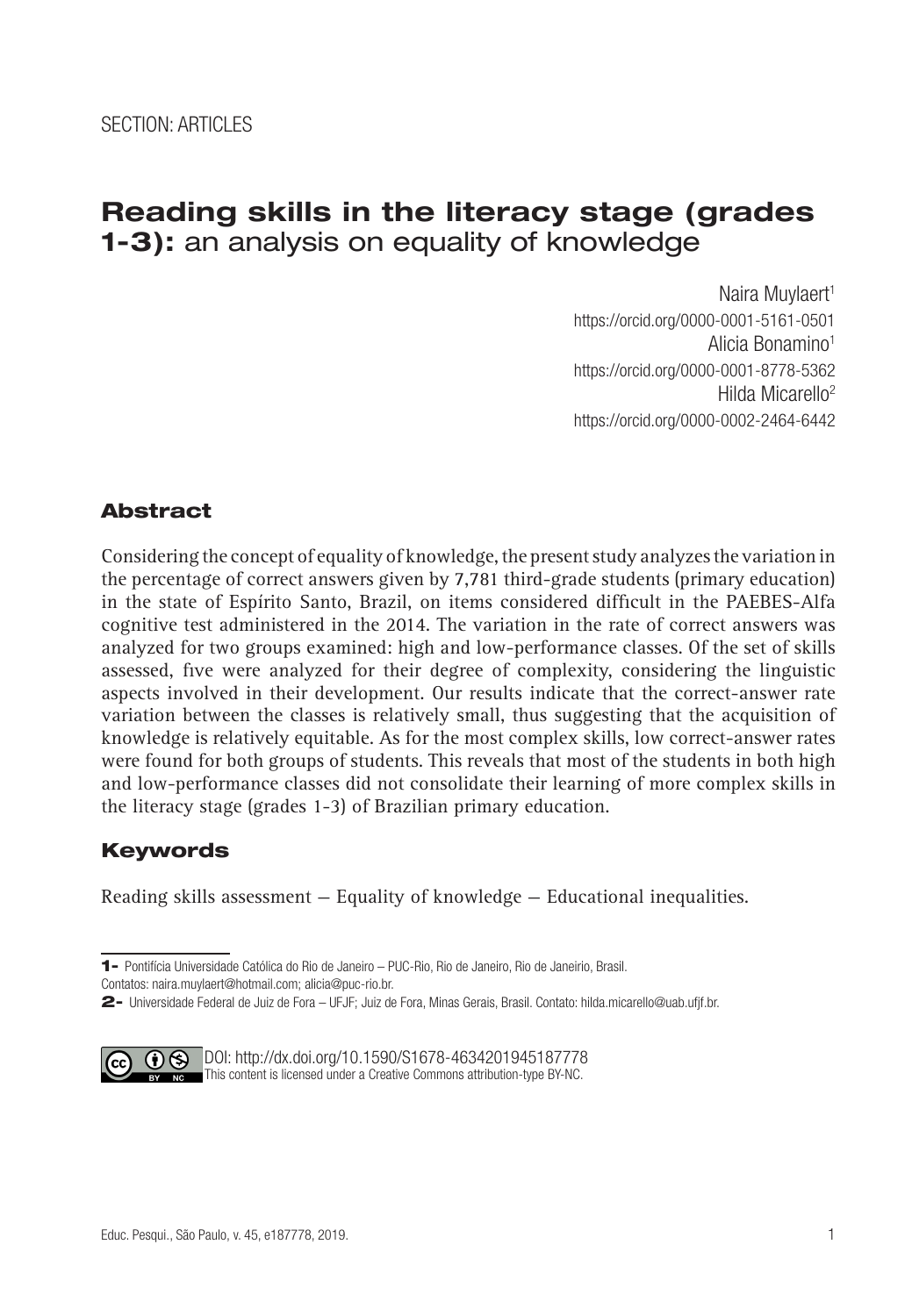SECTION: ARTICLES

# **Reading skills in the literacy stage (grades 1-3):** an analysis on equality of knowledge

Naira Muylaert[1]
https://orcid.org/0000-0001-5161-0501
Alicia Bonamino[1]
https://orcid.org/0000-0001-8778-5362
Hilda Micarello[2]
https://orcid.org/0000-0002-2464-6442

## Abstract

Considering the concept of equality of knowledge, the present study analyzes the variation in the percentage of correct answers given by 7,781 third-grade students (primary education) in the state of Espírito Santo, Brazil, on items considered difficult in the PAEBES-Alfa cognitive test administered in the 2014. The variation in the rate of correct answers was analyzed for two groups examined: high and low-performance classes. Of the set of skills assessed, five were analyzed for their degree of complexity, considering the linguistic aspects involved in their development. Our results indicate that the correct-answer rate variation between the classes is relatively small, thus suggesting that the acquisition of knowledge is relatively equitable. As for the most complex skills, low correct-answer rates were found for both groups of students. This reveals that most of the students in both high and low-performance classes did not consolidate their learning of more complex skills in the literacy stage (grades 1-3) of Brazilian primary education.

## Keywords

Reading skills assessment – Equality of knowledge – Educational inequalities.

---

**1-** Pontifícia Universidade Católica do Rio de Janeiro – PUC-Rio, Rio de Janeiro, Rio de Janeirio, Brasil.
Contatos: naira.muylaert@hotmail.com; alicia@puc-rio.br.

**2-** Universidade Federal de Juiz de Fora – UFJF; Juiz de Fora, Minas Gerais, Brasil. Contato: hilda.micarello@uab.ufjf.br.

DOI: http://dx.doi.org/10.1590/S1678-4634201945187778
This content is licensed under a Creative Commons attribution-type BY-NC.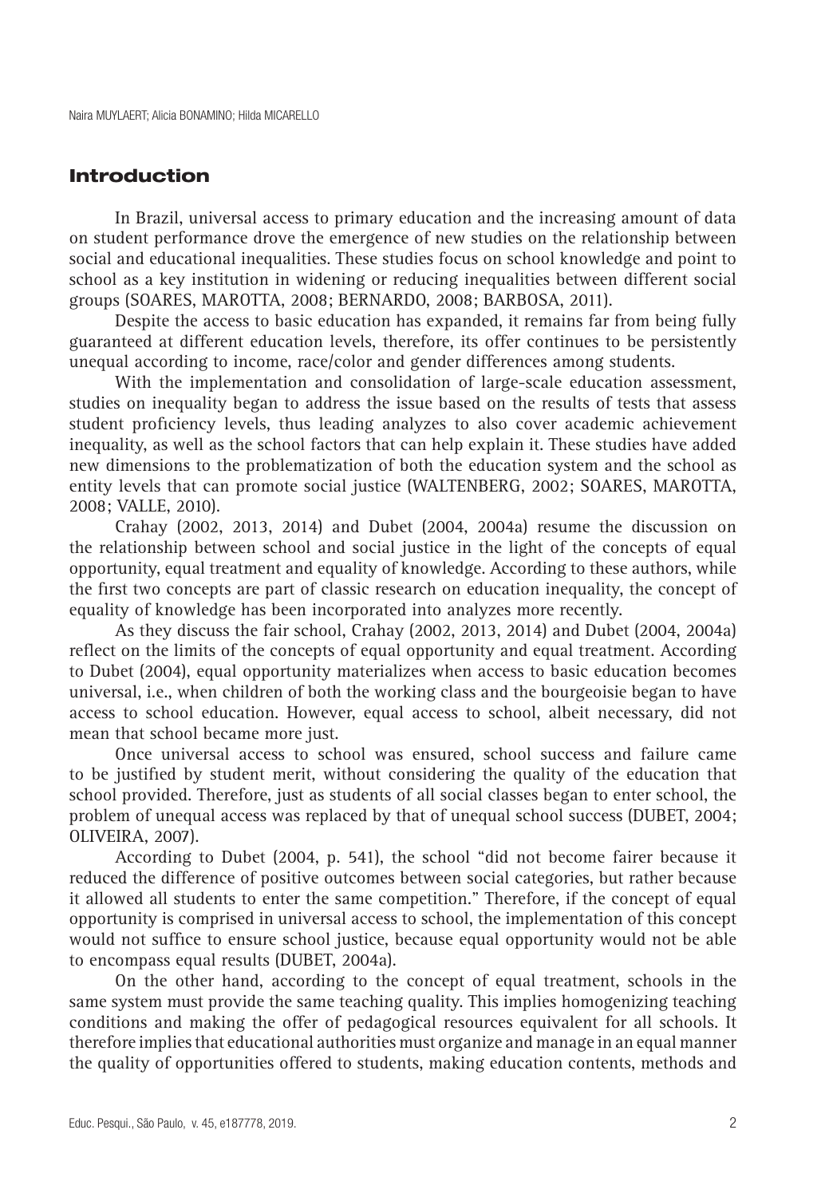## Introduction

In Brazil, universal access to primary education and the increasing amount of data on student performance drove the emergence of new studies on the relationship between social and educational inequalities. These studies focus on school knowledge and point to school as a key institution in widening or reducing inequalities between different social groups (SOARES, MAROTTA, 2008; BERNARDO, 2008; BARBOSA, 2011).

Despite the access to basic education has expanded, it remains far from being fully guaranteed at different education levels, therefore, its offer continues to be persistently unequal according to income, race/color and gender differences among students.

With the implementation and consolidation of large-scale education assessment, studies on inequality began to address the issue based on the results of tests that assess student proficiency levels, thus leading analyzes to also cover academic achievement inequality, as well as the school factors that can help explain it. These studies have added new dimensions to the problematization of both the education system and the school as entity levels that can promote social justice (WALTENBERG, 2002; SOARES, MAROTTA, 2008; VALLE, 2010).

Crahay (2002, 2013, 2014) and Dubet (2004, 2004a) resume the discussion on the relationship between school and social justice in the light of the concepts of equal opportunity, equal treatment and equality of knowledge. According to these authors, while the first two concepts are part of classic research on education inequality, the concept of equality of knowledge has been incorporated into analyzes more recently.

As they discuss the fair school, Crahay (2002, 2013, 2014) and Dubet (2004, 2004a) reflect on the limits of the concepts of equal opportunity and equal treatment. According to Dubet (2004), equal opportunity materializes when access to basic education becomes universal, i.e., when children of both the working class and the bourgeoisie began to have access to school education. However, equal access to school, albeit necessary, did not mean that school became more just.

Once universal access to school was ensured, school success and failure came to be justified by student merit, without considering the quality of the education that school provided. Therefore, just as students of all social classes began to enter school, the problem of unequal access was replaced by that of unequal school success (DUBET, 2004; OLIVEIRA, 2007).

According to Dubet (2004, p. 541), the school "did not become fairer because it reduced the difference of positive outcomes between social categories, but rather because it allowed all students to enter the same competition." Therefore, if the concept of equal opportunity is comprised in universal access to school, the implementation of this concept would not suffice to ensure school justice, because equal opportunity would not be able to encompass equal results (DUBET, 2004a).

On the other hand, according to the concept of equal treatment, schools in the same system must provide the same teaching quality. This implies homogenizing teaching conditions and making the offer of pedagogical resources equivalent for all schools. It therefore implies that educational authorities must organize and manage in an equal manner the quality of opportunities offered to students, making education contents, methods and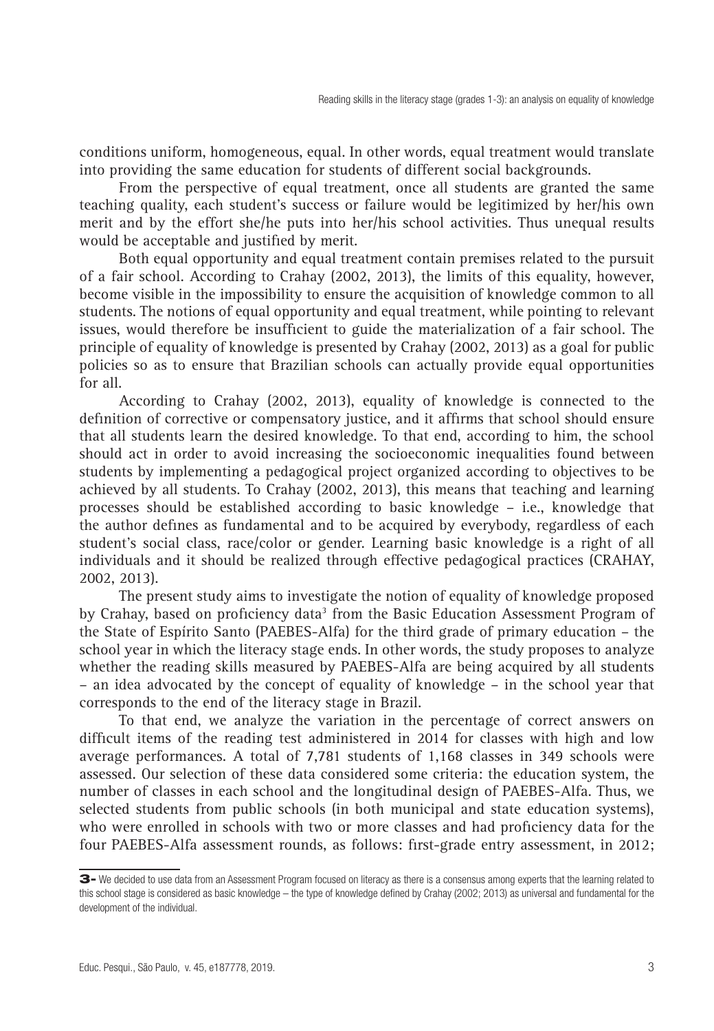conditions uniform, homogeneous, equal. In other words, equal treatment would translate into providing the same education for students of different social backgrounds.

From the perspective of equal treatment, once all students are granted the same teaching quality, each student's success or failure would be legitimized by her/his own merit and by the effort she/he puts into her/his school activities. Thus unequal results would be acceptable and justified by merit.

Both equal opportunity and equal treatment contain premises related to the pursuit of a fair school. According to Crahay (2002, 2013), the limits of this equality, however, become visible in the impossibility to ensure the acquisition of knowledge common to all students. The notions of equal opportunity and equal treatment, while pointing to relevant issues, would therefore be insufficient to guide the materialization of a fair school. The principle of equality of knowledge is presented by Crahay (2002, 2013) as a goal for public policies so as to ensure that Brazilian schools can actually provide equal opportunities for all.

According to Crahay (2002, 2013), equality of knowledge is connected to the definition of corrective or compensatory justice, and it affirms that school should ensure that all students learn the desired knowledge. To that end, according to him, the school should act in order to avoid increasing the socioeconomic inequalities found between students by implementing a pedagogical project organized according to objectives to be achieved by all students. To Crahay (2002, 2013), this means that teaching and learning processes should be established according to basic knowledge – i.e., knowledge that the author defines as fundamental and to be acquired by everybody, regardless of each student's social class, race/color or gender. Learning basic knowledge is a right of all individuals and it should be realized through effective pedagogical practices (CRAHAY, 2002, 2013).

The present study aims to investigate the notion of equality of knowledge proposed by Crahay, based on proficiency data[3] from the Basic Education Assessment Program of the State of Espírito Santo (PAEBES-Alfa) for the third grade of primary education – the school year in which the literacy stage ends. In other words, the study proposes to analyze whether the reading skills measured by PAEBES-Alfa are being acquired by all students – an idea advocated by the concept of equality of knowledge – in the school year that corresponds to the end of the literacy stage in Brazil.

To that end, we analyze the variation in the percentage of correct answers on difficult items of the reading test administered in 2014 for classes with high and low average performances. A total of 7,781 students of 1,168 classes in 349 schools were assessed. Our selection of these data considered some criteria: the education system, the number of classes in each school and the longitudinal design of PAEBES-Alfa. Thus, we selected students from public schools (in both municipal and state education systems), who were enrolled in schools with two or more classes and had proficiency data for the four PAEBES-Alfa assessment rounds, as follows: first-grade entry assessment, in 2012;

---

**3-** We decided to use data from an Assessment Program focused on literacy as there is a consensus among experts that the learning related to this school stage is considered as basic knowledge – the type of knowledge defined by Crahay (2002; 2013) as universal and fundamental for the development of the individual.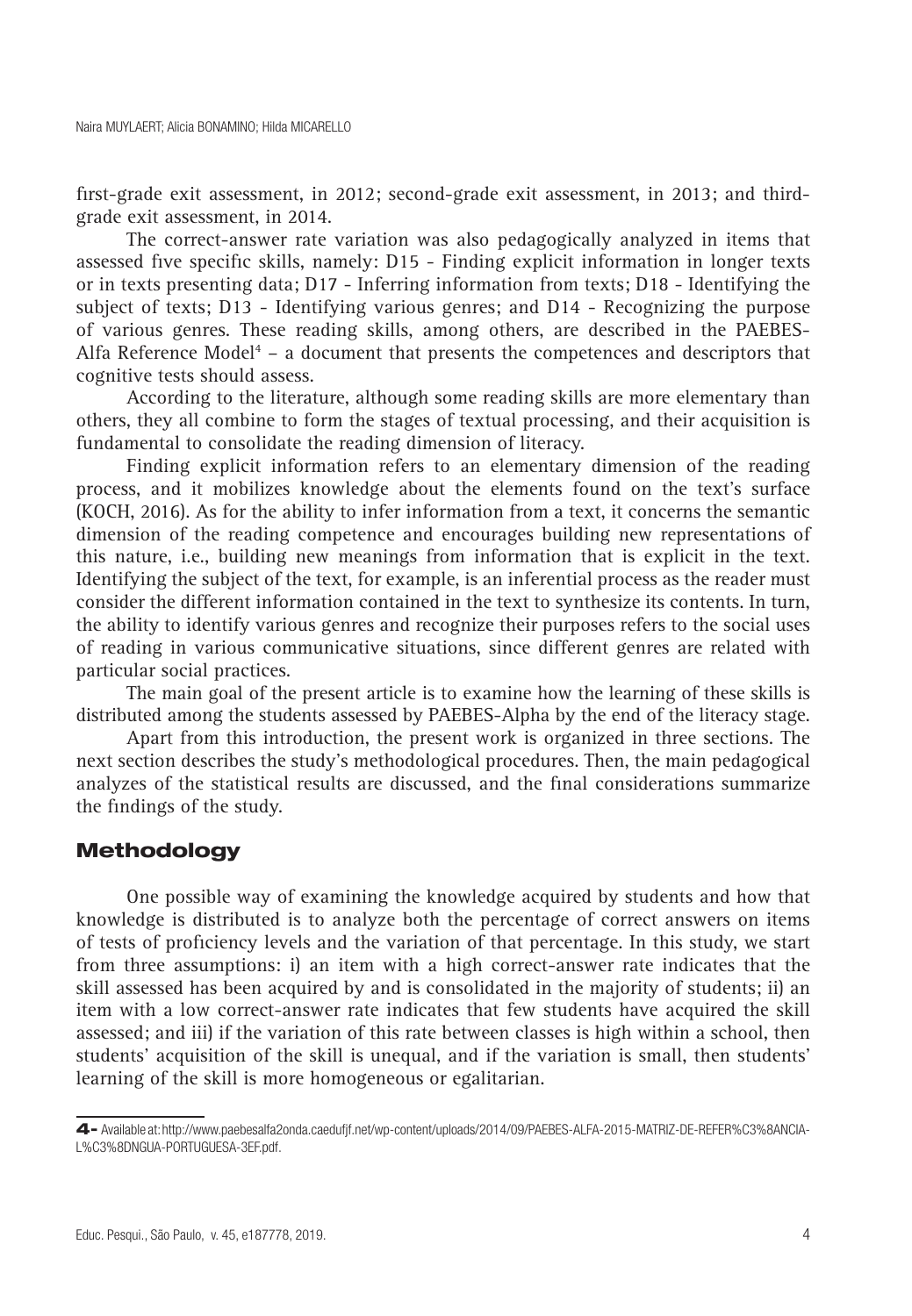first-grade exit assessment, in 2012; second-grade exit assessment, in 2013; and third-grade exit assessment, in 2014.

The correct-answer rate variation was also pedagogically analyzed in items that assessed five specific skills, namely: D15 - Finding explicit information in longer texts or in texts presenting data; D17 - Inferring information from texts; D18 - Identifying the subject of texts; D13 - Identifying various genres; and D14 - Recognizing the purpose of various genres. These reading skills, among others, are described in the PAEBES-Alfa Reference Model[4] – a document that presents the competences and descriptors that cognitive tests should assess.

According to the literature, although some reading skills are more elementary than others, they all combine to form the stages of textual processing, and their acquisition is fundamental to consolidate the reading dimension of literacy.

Finding explicit information refers to an elementary dimension of the reading process, and it mobilizes knowledge about the elements found on the text's surface (KOCH, 2016). As for the ability to infer information from a text, it concerns the semantic dimension of the reading competence and encourages building new representations of this nature, i.e., building new meanings from information that is explicit in the text. Identifying the subject of the text, for example, is an inferential process as the reader must consider the different information contained in the text to synthesize its contents. In turn, the ability to identify various genres and recognize their purposes refers to the social uses of reading in various communicative situations, since different genres are related with particular social practices.

The main goal of the present article is to examine how the learning of these skills is distributed among the students assessed by PAEBES-Alpha by the end of the literacy stage.

Apart from this introduction, the present work is organized in three sections. The next section describes the study's methodological procedures. Then, the main pedagogical analyzes of the statistical results are discussed, and the final considerations summarize the findings of the study.

## Methodology

One possible way of examining the knowledge acquired by students and how that knowledge is distributed is to analyze both the percentage of correct answers on items of tests of proficiency levels and the variation of that percentage. In this study, we start from three assumptions: i) an item with a high correct-answer rate indicates that the skill assessed has been acquired by and is consolidated in the majority of students; ii) an item with a low correct-answer rate indicates that few students have acquired the skill assessed; and iii) if the variation of this rate between classes is high within a school, then students' acquisition of the skill is unequal, and if the variation is small, then students' learning of the skill is more homogeneous or egalitarian.

---

4- Available at: http://www.paebesalfa2onda.caedufjf.net/wp-content/uploads/2014/09/PAEBES-ALFA-2015-MATRIZ-DE-REFER%C3%8ANCIA-L%C3%8DNGUA-PORTUGUESA-3EF.pdf.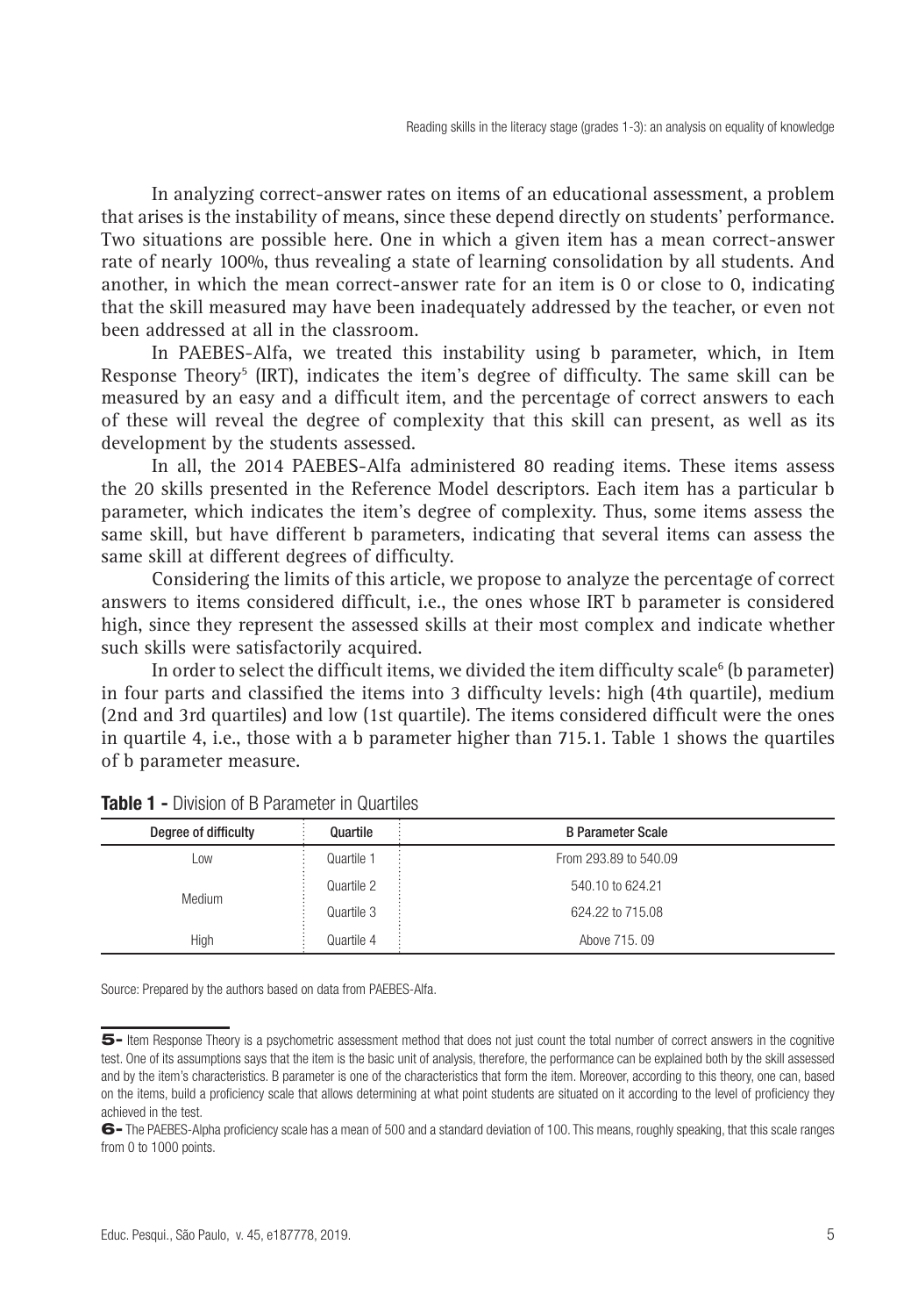In analyzing correct-answer rates on items of an educational assessment, a problem that arises is the instability of means, since these depend directly on students' performance. Two situations are possible here. One in which a given item has a mean correct-answer rate of nearly 100%, thus revealing a state of learning consolidation by all students. And another, in which the mean correct-answer rate for an item is 0 or close to 0, indicating that the skill measured may have been inadequately addressed by the teacher, or even not been addressed at all in the classroom.

In PAEBES-Alfa, we treated this instability using b parameter, which, in Item Response Theory[5] (IRT), indicates the item's degree of difficulty. The same skill can be measured by an easy and a difficult item, and the percentage of correct answers to each of these will reveal the degree of complexity that this skill can present, as well as its development by the students assessed.

In all, the 2014 PAEBES-Alfa administered 80 reading items. These items assess the 20 skills presented in the Reference Model descriptors. Each item has a particular b parameter, which indicates the item's degree of complexity. Thus, some items assess the same skill, but have different b parameters, indicating that several items can assess the same skill at different degrees of difficulty.

Considering the limits of this article, we propose to analyze the percentage of correct answers to items considered difficult, i.e., the ones whose IRT b parameter is considered high, since they represent the assessed skills at their most complex and indicate whether such skills were satisfactorily acquired.

In order to select the difficult items, we divided the item difficulty scale[6] (b parameter) in four parts and classified the items into 3 difficulty levels: high (4th quartile), medium (2nd and 3rd quartiles) and low (1st quartile). The items considered difficult were the ones in quartile 4, i.e., those with a b parameter higher than 715.1. Table 1 shows the quartiles of b parameter measure.

**Table 1 -** Division of B Parameter in Quartiles

| Degree of difficulty | Quartile | B Parameter Scale |
|---|---|---|
| Low | Quartile 1 | From 293.89 to 540.09 |
| Medium | Quartile 2 | 540.10 to 624.21 |
| | Quartile 3 | 624.22 to 715.08 |
| High | Quartile 4 | Above 715. 09 |

Source: Prepared by the authors based on data from PAEBES-Alfa.

5- Item Response Theory is a psychometric assessment method that does not just count the total number of correct answers in the cognitive test. One of its assumptions says that the item is the basic unit of analysis, therefore, the performance can be explained both by the skill assessed and by the item's characteristics. B parameter is one of the characteristics that form the item. Moreover, according to this theory, one can, based on the items, build a proficiency scale that allows determining at what point students are situated on it according to the level of proficiency they achieved in the test.

6- The PAEBES-Alpha proficiency scale has a mean of 500 and a standard deviation of 100. This means, roughly speaking, that this scale ranges from 0 to 1000 points.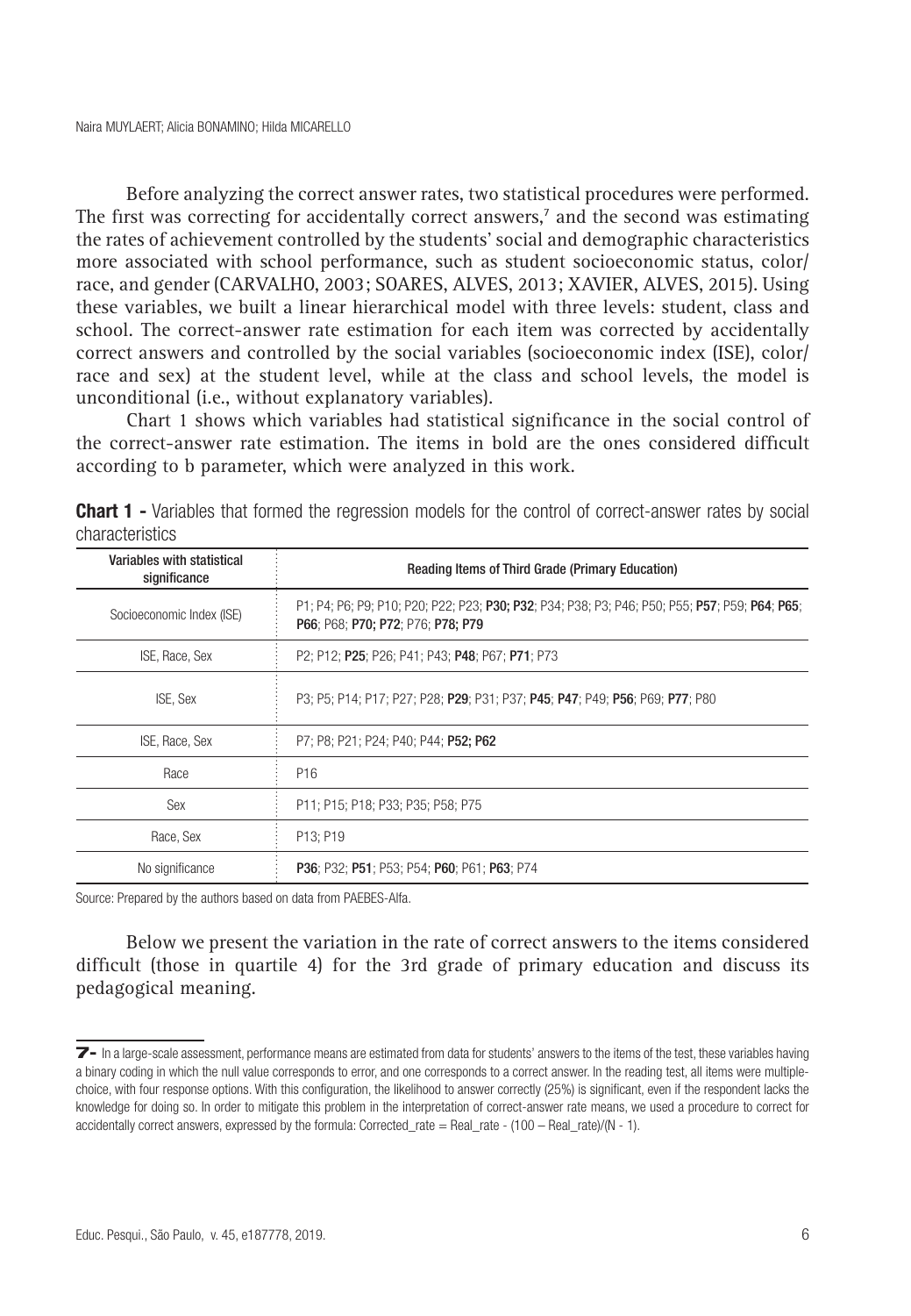Before analyzing the correct answer rates, two statistical procedures were performed. The first was correcting for accidentally correct answers,[7] and the second was estimating the rates of achievement controlled by the students' social and demographic characteristics more associated with school performance, such as student socioeconomic status, color/race, and gender (CARVALHO, 2003; SOARES, ALVES, 2013; XAVIER, ALVES, 2015). Using these variables, we built a linear hierarchical model with three levels: student, class and school. The correct-answer rate estimation for each item was corrected by accidentally correct answers and controlled by the social variables (socioeconomic index (ISE), color/race and sex) at the student level, while at the class and school levels, the model is unconditional (i.e., without explanatory variables).

Chart 1 shows which variables had statistical significance in the social control of the correct-answer rate estimation. The items in bold are the ones considered difficult according to b parameter, which were analyzed in this work.

**Chart 1 -** Variables that formed the regression models for the control of correct-answer rates by social characteristics

| Variables with statistical significance | Reading Items of Third Grade (Primary Education) |
|---|---|
| Socioeconomic Index (ISE) | P1; P4; P6; P9; P10; P20; P22; P23; **P30; P32**; P34; P38; P3; P46; P50; P55; **P57**; P59; **P64**; **P65**; **P66**; P68; **P70; P72**; P76; **P78; P79** |
| ISE, Race, Sex | P2; P12; **P25**; P26; P41; P43; **P48**; P67; **P71**; P73 |
| ISE, Sex | P3; P5; P14; P17; P27; P28; **P29**; P31; P37; **P45**; **P47**; P49; **P56**; P69; **P77**; P80 |
| ISE, Race, Sex | P7; P8; P21; P24; P40; P44; **P52; P62** |
| Race | P16 |
| Sex | P11; P15; P18; P33; P35; P58; P75 |
| Race, Sex | P13; P19 |
| No significance | **P36**; P32; **P51**; P53; P54; **P60**; P61; **P63**; P74 |

Source: Prepared by the authors based on data from PAEBES-Alfa.

Below we present the variation in the rate of correct answers to the items considered difficult (those in quartile 4) for the 3rd grade of primary education and discuss its pedagogical meaning.

---

7- In a large-scale assessment, performance means are estimated from data for students' answers to the items of the test, these variables having a binary coding in which the null value corresponds to error, and one corresponds to a correct answer. In the reading test, all items were multiple-choice, with four response options. With this configuration, the likelihood to answer correctly (25%) is significant, even if the respondent lacks the knowledge for doing so. In order to mitigate this problem in the interpretation of correct-answer rate means, we used a procedure to correct for accidentally correct answers, expressed by the formula: $\text{Corrected\_rate} = \text{Real\_rate} - (100 - \text{Real\_rate})/(N - 1)$.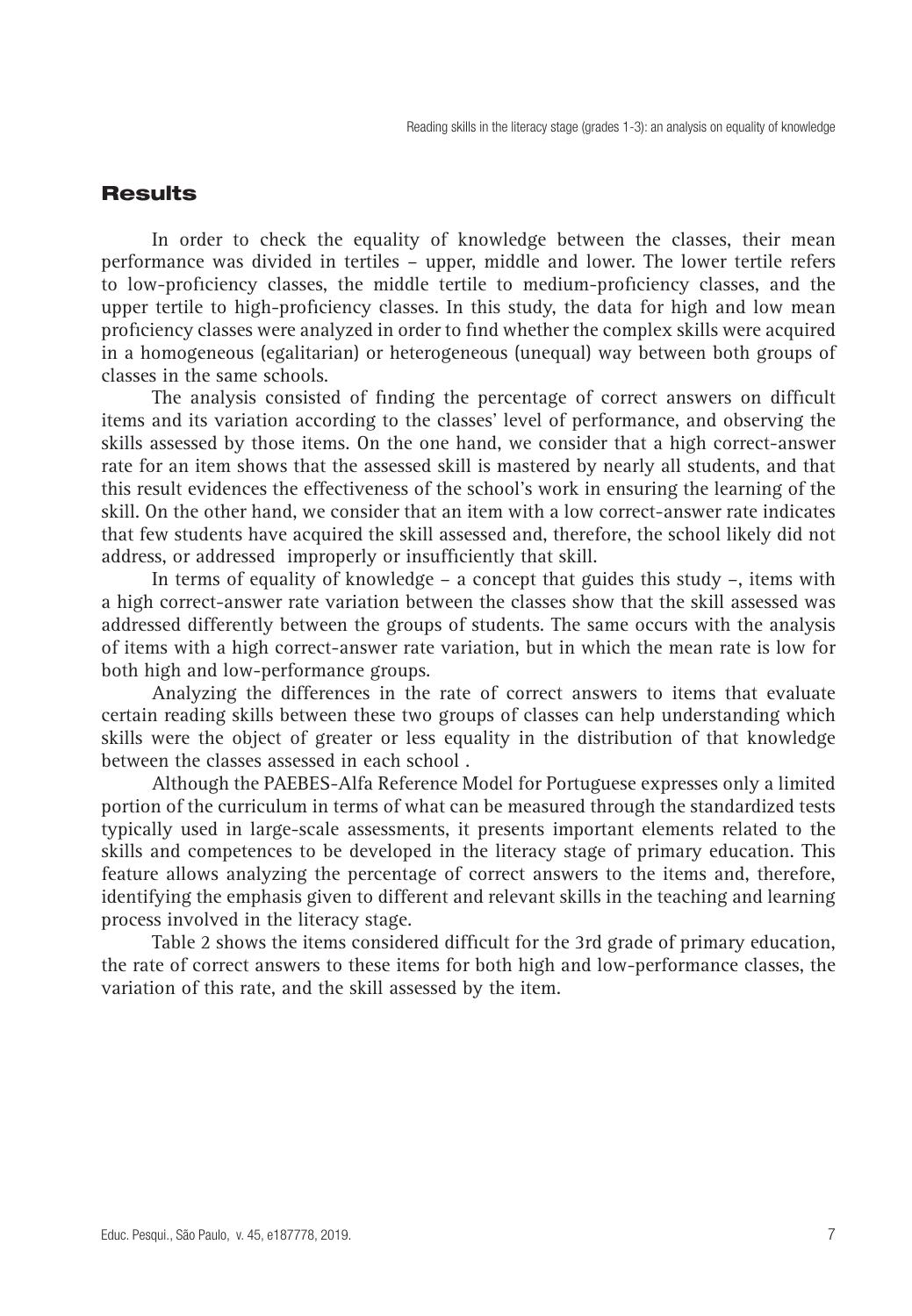## Results

In order to check the equality of knowledge between the classes, their mean performance was divided in tertiles – upper, middle and lower. The lower tertile refers to low-proficiency classes, the middle tertile to medium-proficiency classes, and the upper tertile to high-proficiency classes. In this study, the data for high and low mean proficiency classes were analyzed in order to find whether the complex skills were acquired in a homogeneous (egalitarian) or heterogeneous (unequal) way between both groups of classes in the same schools.

The analysis consisted of finding the percentage of correct answers on difficult items and its variation according to the classes' level of performance, and observing the skills assessed by those items. On the one hand, we consider that a high correct-answer rate for an item shows that the assessed skill is mastered by nearly all students, and that this result evidences the effectiveness of the school's work in ensuring the learning of the skill. On the other hand, we consider that an item with a low correct-answer rate indicates that few students have acquired the skill assessed and, therefore, the school likely did not address, or addressed improperly or insufficiently that skill.

In terms of equality of knowledge – a concept that guides this study –, items with a high correct-answer rate variation between the classes show that the skill assessed was addressed differently between the groups of students. The same occurs with the analysis of items with a high correct-answer rate variation, but in which the mean rate is low for both high and low-performance groups.

Analyzing the differences in the rate of correct answers to items that evaluate certain reading skills between these two groups of classes can help understanding which skills were the object of greater or less equality in the distribution of that knowledge between the classes assessed in each school .

Although the PAEBES-Alfa Reference Model for Portuguese expresses only a limited portion of the curriculum in terms of what can be measured through the standardized tests typically used in large-scale assessments, it presents important elements related to the skills and competences to be developed in the literacy stage of primary education. This feature allows analyzing the percentage of correct answers to the items and, therefore, identifying the emphasis given to different and relevant skills in the teaching and learning process involved in the literacy stage.

Table 2 shows the items considered difficult for the 3rd grade of primary education, the rate of correct answers to these items for both high and low-performance classes, the variation of this rate, and the skill assessed by the item.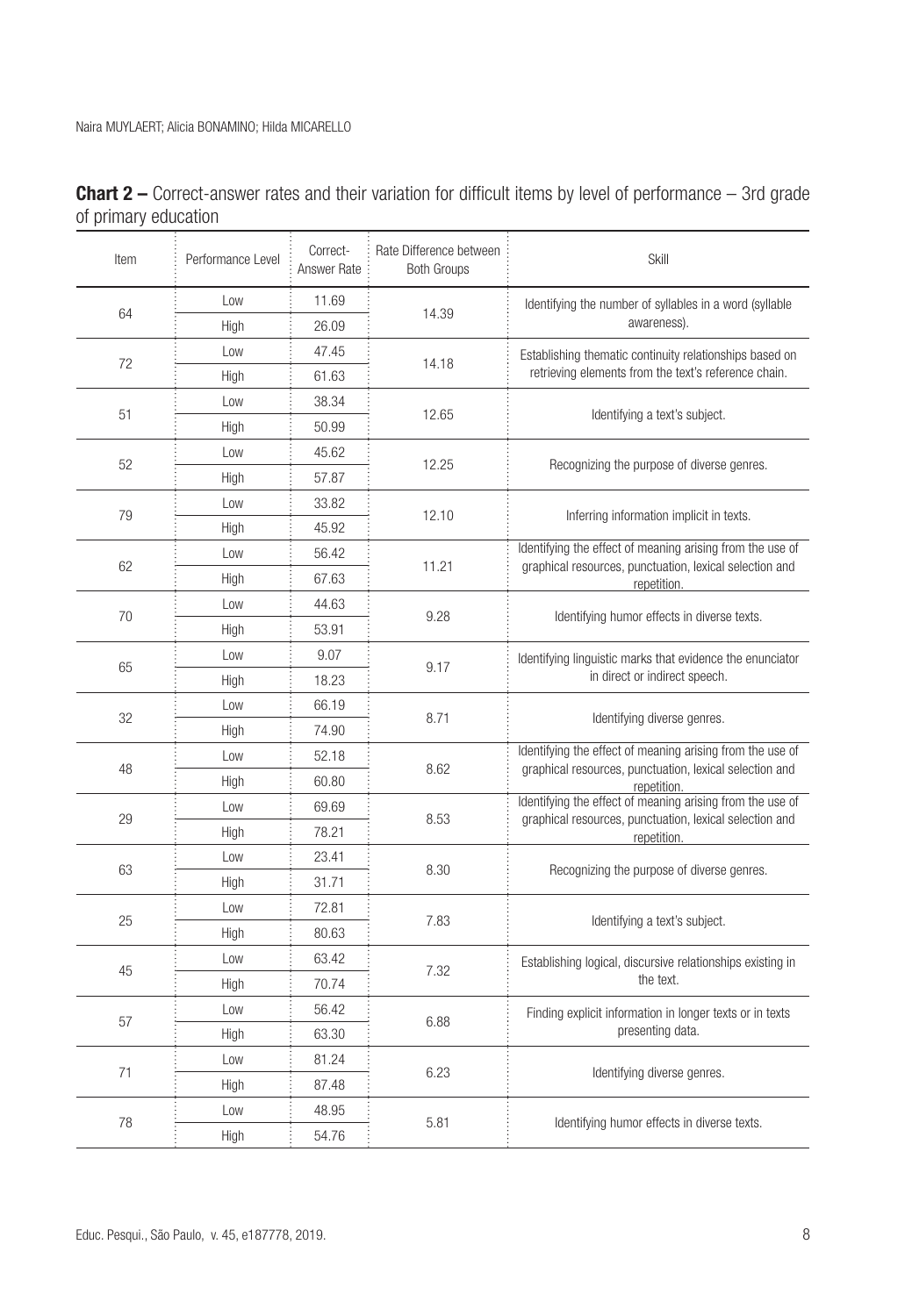**Chart 2 –** Correct-answer rates and their variation for difficult items by level of performance – 3rd grade of primary education

| Item | Performance Level | Correct-Answer Rate | Rate Difference between Both Groups | Skill |
|---|---|---|---|---|
| 64 | Low | 11.69 | 14.39 | Identifying the number of syllables in a word (syllable awareness). |
| | High | 26.09 | | |
| 72 | Low | 47.45 | 14.18 | Establishing thematic continuity relationships based on retrieving elements from the text's reference chain. |
| | High | 61.63 | | |
| 51 | Low | 38.34 | 12.65 | Identifying a text's subject. |
| | High | 50.99 | | |
| 52 | Low | 45.62 | 12.25 | Recognizing the purpose of diverse genres. |
| | High | 57.87 | | |
| 79 | Low | 33.82 | 12.10 | Inferring information implicit in texts. |
| | High | 45.92 | | |
| 62 | Low | 56.42 | 11.21 | Identifying the effect of meaning arising from the use of graphical resources, punctuation, lexical selection and repetition. |
| | High | 67.63 | | |
| 70 | Low | 44.63 | 9.28 | Identifying humor effects in diverse texts. |
| | High | 53.91 | | |
| 65 | Low | 9.07 | 9.17 | Identifying linguistic marks that evidence the enunciator in direct or indirect speech. |
| | High | 18.23 | | |
| 32 | Low | 66.19 | 8.71 | Identifying diverse genres. |
| | High | 74.90 | | |
| 48 | Low | 52.18 | 8.62 | Identifying the effect of meaning arising from the use of graphical resources, punctuation, lexical selection and repetition. |
| | High | 60.80 | | |
| 29 | Low | 69.69 | 8.53 | Identifying the effect of meaning arising from the use of graphical resources, punctuation, lexical selection and repetition. |
| | High | 78.21 | | |
| 63 | Low | 23.41 | 8.30 | Recognizing the purpose of diverse genres. |
| | High | 31.71 | | |
| 25 | Low | 72.81 | 7.83 | Identifying a text's subject. |
| | High | 80.63 | | |
| 45 | Low | 63.42 | 7.32 | Establishing logical, discursive relationships existing in the text. |
| | High | 70.74 | | |
| 57 | Low | 56.42 | 6.88 | Finding explicit information in longer texts or in texts presenting data. |
| | High | 63.30 | | |
| 71 | Low | 81.24 | 6.23 | Identifying diverse genres. |
| | High | 87.48 | | |
| 78 | Low | 48.95 | 5.81 | Identifying humor effects in diverse texts. |
| | High | 54.76 | | |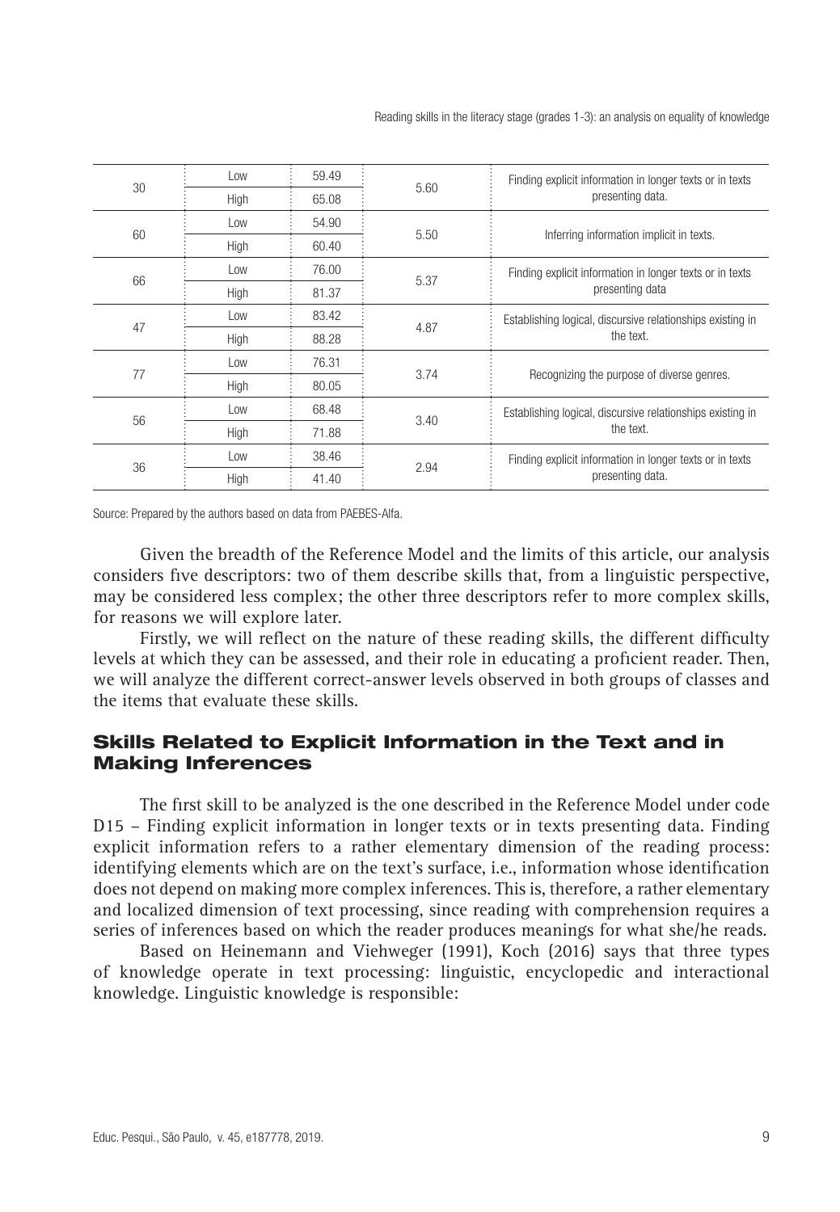| | | | | |
|---|---|---|---|---|
| 30 | Low | 59.49 | 5.60 | Finding explicit information in longer texts or in texts presenting data. |
| | High | 65.08 | | |
| 60 | Low | 54.90 | 5.50 | Inferring information implicit in texts. |
| | High | 60.40 | | |
| 66 | Low | 76.00 | 5.37 | Finding explicit information in longer texts or in texts presenting data |
| | High | 81.37 | | |
| 47 | Low | 83.42 | 4.87 | Establishing logical, discursive relationships existing in the text. |
| | High | 88.28 | | |
| 77 | Low | 76.31 | 3.74 | Recognizing the purpose of diverse genres. |
| | High | 80.05 | | |
| 56 | Low | 68.48 | 3.40 | Establishing logical, discursive relationships existing in the text. |
| | High | 71.88 | | |
| 36 | Low | 38.46 | 2.94 | Finding explicit information in longer texts or in texts presenting data. |
| | High | 41.40 | | |

Source: Prepared by the authors based on data from PAEBES-Alfa.

Given the breadth of the Reference Model and the limits of this article, our analysis considers five descriptors: two of them describe skills that, from a linguistic perspective, may be considered less complex; the other three descriptors refer to more complex skills, for reasons we will explore later.

Firstly, we will reflect on the nature of these reading skills, the different difficulty levels at which they can be assessed, and their role in educating a proficient reader. Then, we will analyze the different correct-answer levels observed in both groups of classes and the items that evaluate these skills.

## Skills Related to Explicit Information in the Text and in Making Inferences

The first skill to be analyzed is the one described in the Reference Model under code D15 – Finding explicit information in longer texts or in texts presenting data. Finding explicit information refers to a rather elementary dimension of the reading process: identifying elements which are on the text's surface, i.e., information whose identification does not depend on making more complex inferences. This is, therefore, a rather elementary and localized dimension of text processing, since reading with comprehension requires a series of inferences based on which the reader produces meanings for what she/he reads.

Based on Heinemann and Viehweger (1991), Koch (2016) says that three types of knowledge operate in text processing: linguistic, encyclopedic and interactional knowledge. Linguistic knowledge is responsible: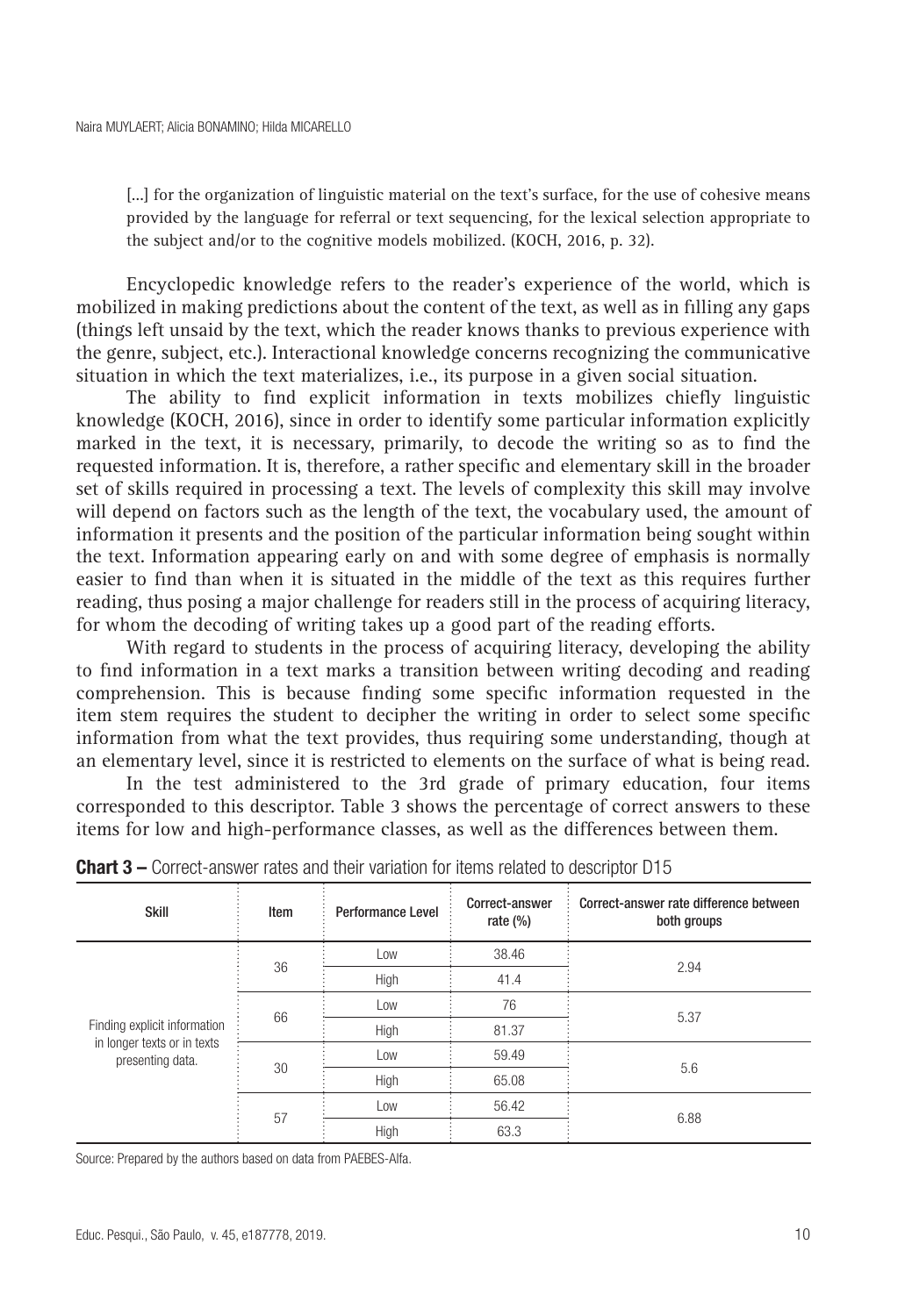> [...] for the organization of linguistic material on the text's surface, for the use of cohesive means provided by the language for referral or text sequencing, for the lexical selection appropriate to the subject and/or to the cognitive models mobilized. (KOCH, 2016, p. 32).

Encyclopedic knowledge refers to the reader's experience of the world, which is mobilized in making predictions about the content of the text, as well as in filling any gaps (things left unsaid by the text, which the reader knows thanks to previous experience with the genre, subject, etc.). Interactional knowledge concerns recognizing the communicative situation in which the text materializes, i.e., its purpose in a given social situation.

The ability to find explicit information in texts mobilizes chiefly linguistic knowledge (KOCH, 2016), since in order to identify some particular information explicitly marked in the text, it is necessary, primarily, to decode the writing so as to find the requested information. It is, therefore, a rather specific and elementary skill in the broader set of skills required in processing a text. The levels of complexity this skill may involve will depend on factors such as the length of the text, the vocabulary used, the amount of information it presents and the position of the particular information being sought within the text. Information appearing early on and with some degree of emphasis is normally easier to find than when it is situated in the middle of the text as this requires further reading, thus posing a major challenge for readers still in the process of acquiring literacy, for whom the decoding of writing takes up a good part of the reading efforts.

With regard to students in the process of acquiring literacy, developing the ability to find information in a text marks a transition between writing decoding and reading comprehension. This is because finding some specific information requested in the item stem requires the student to decipher the writing in order to select some specific information from what the text provides, thus requiring some understanding, though at an elementary level, since it is restricted to elements on the surface of what is being read.

In the test administered to the 3rd grade of primary education, four items corresponded to this descriptor. Table 3 shows the percentage of correct answers to these items for low and high-performance classes, as well as the differences between them.

**Chart 3 –** Correct-answer rates and their variation for items related to descriptor D15

| Skill | Item | Performance Level | Correct-answer rate (%) | Correct-answer rate difference between both groups |
|---|---|---|---|---|
| Finding explicit information in longer texts or in texts presenting data. | 36 | Low | 38.46 | 2.94 |
| | | High | 41.4 | |
| | 66 | Low | 76 | 5.37 |
| | | High | 81.37 | |
| | 30 | Low | 59.49 | 5.6 |
| | | High | 65.08 | |
| | 57 | Low | 56.42 | 6.88 |
| | | High | 63.3 | |

Source: Prepared by the authors based on data from PAEBES-Alfa.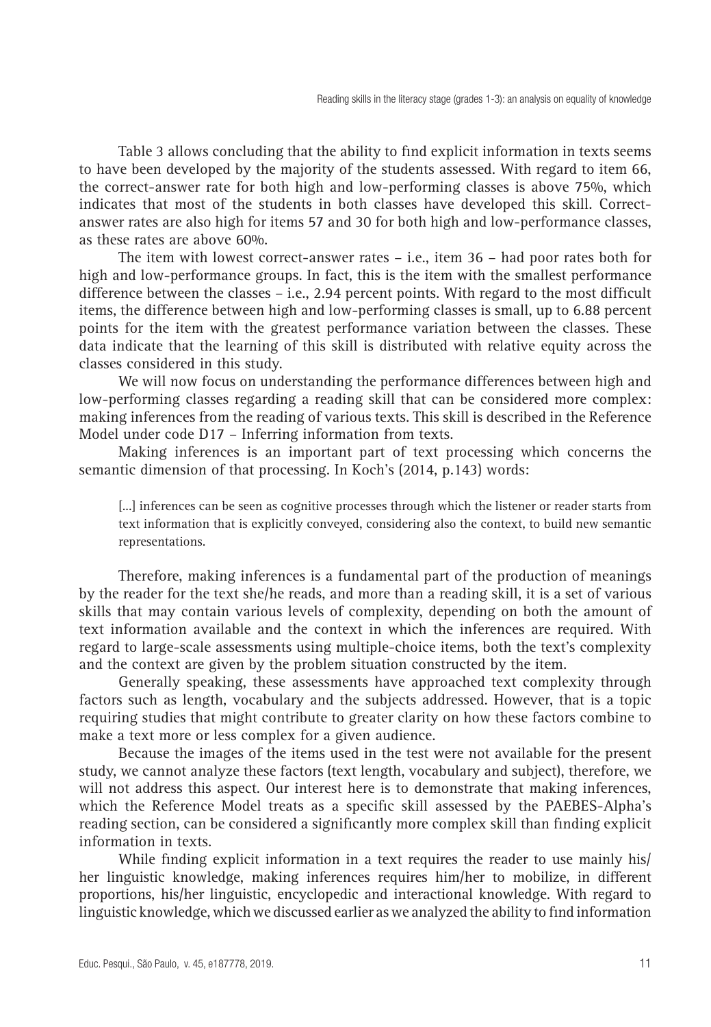Table 3 allows concluding that the ability to find explicit information in texts seems to have been developed by the majority of the students assessed. With regard to item 66, the correct-answer rate for both high and low-performing classes is above 75%, which indicates that most of the students in both classes have developed this skill. Correct-answer rates are also high for items 57 and 30 for both high and low-performance classes, as these rates are above 60%.

The item with lowest correct-answer rates – i.e., item 36 – had poor rates both for high and low-performance groups. In fact, this is the item with the smallest performance difference between the classes – i.e., 2.94 percent points. With regard to the most difficult items, the difference between high and low-performing classes is small, up to 6.88 percent points for the item with the greatest performance variation between the classes. These data indicate that the learning of this skill is distributed with relative equity across the classes considered in this study.

We will now focus on understanding the performance differences between high and low-performing classes regarding a reading skill that can be considered more complex: making inferences from the reading of various texts. This skill is described in the Reference Model under code D17 – Inferring information from texts.

Making inferences is an important part of text processing which concerns the semantic dimension of that processing. In Koch's (2014, p.143) words:

> [...] inferences can be seen as cognitive processes through which the listener or reader starts from text information that is explicitly conveyed, considering also the context, to build new semantic representations.

Therefore, making inferences is a fundamental part of the production of meanings by the reader for the text she/he reads, and more than a reading skill, it is a set of various skills that may contain various levels of complexity, depending on both the amount of text information available and the context in which the inferences are required. With regard to large-scale assessments using multiple-choice items, both the text's complexity and the context are given by the problem situation constructed by the item.

Generally speaking, these assessments have approached text complexity through factors such as length, vocabulary and the subjects addressed. However, that is a topic requiring studies that might contribute to greater clarity on how these factors combine to make a text more or less complex for a given audience.

Because the images of the items used in the test were not available for the present study, we cannot analyze these factors (text length, vocabulary and subject), therefore, we will not address this aspect. Our interest here is to demonstrate that making inferences, which the Reference Model treats as a specific skill assessed by the PAEBES-Alpha's reading section, can be considered a significantly more complex skill than finding explicit information in texts.

While finding explicit information in a text requires the reader to use mainly his/her linguistic knowledge, making inferences requires him/her to mobilize, in different proportions, his/her linguistic, encyclopedic and interactional knowledge. With regard to linguistic knowledge, which we discussed earlier as we analyzed the ability to find information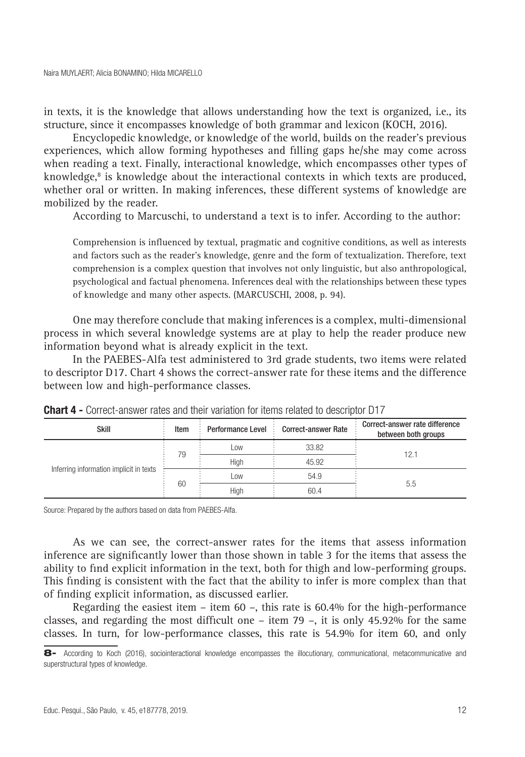in texts, it is the knowledge that allows understanding how the text is organized, i.e., its structure, since it encompasses knowledge of both grammar and lexicon (KOCH, 2016).

Encyclopedic knowledge, or knowledge of the world, builds on the reader's previous experiences, which allow forming hypotheses and filling gaps he/she may come across when reading a text. Finally, interactional knowledge, which encompasses other types of knowledge,[8] is knowledge about the interactional contexts in which texts are produced, whether oral or written. In making inferences, these different systems of knowledge are mobilized by the reader.

According to Marcuschi, to understand a text is to infer. According to the author:

> Comprehension is influenced by textual, pragmatic and cognitive conditions, as well as interests and factors such as the reader's knowledge, genre and the form of textualization. Therefore, text comprehension is a complex question that involves not only linguistic, but also anthropological, psychological and factual phenomena. Inferences deal with the relationships between these types of knowledge and many other aspects. (MARCUSCHI, 2008, p. 94).

One may therefore conclude that making inferences is a complex, multi-dimensional process in which several knowledge systems are at play to help the reader produce new information beyond what is already explicit in the text.

In the PAEBES-Alfa test administered to 3rd grade students, two items were related to descriptor D17. Chart 4 shows the correct-answer rate for these items and the difference between low and high-performance classes.

**Chart 4 -** Correct-answer rates and their variation for items related to descriptor D17

| Skill | Item | Performance Level | Correct-answer Rate | Correct-answer rate difference between both groups |
|---|---|---|---|---|
| Inferring information implicit in texts | 79 | Low | 33.82 | 12.1 |
| | | High | 45.92 | |
| | 60 | Low | 54.9 | 5.5 |
| | | High | 60.4 | |

Source: Prepared by the authors based on data from PAEBES-Alfa.

As we can see, the correct-answer rates for the items that assess information inference are significantly lower than those shown in table 3 for the items that assess the ability to find explicit information in the text, both for thigh and low-performing groups. This finding is consistent with the fact that the ability to infer is more complex than that of finding explicit information, as discussed earlier.

Regarding the easiest item – item 60 –, this rate is 60.4% for the high-performance classes, and regarding the most difficult one – item 79 –, it is only 45.92% for the same classes. In turn, for low-performance classes, this rate is 54.9% for item 60, and only

8- According to Koch (2016), sociointeractional knowledge encompasses the illocutionary, communicational, metacommunicative and superstructural types of knowledge.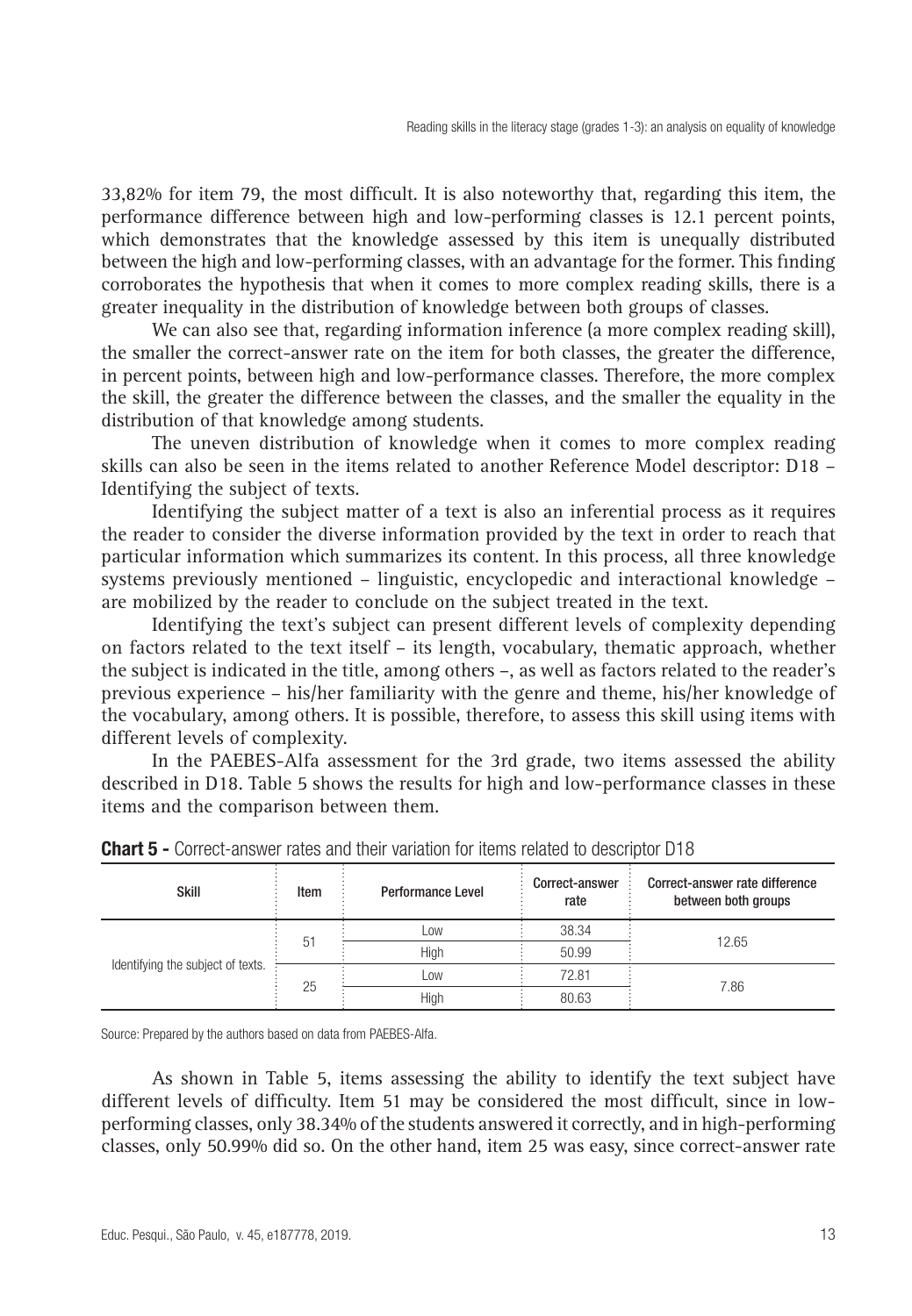33,82% for item 79, the most difficult. It is also noteworthy that, regarding this item, the performance difference between high and low-performing classes is 12.1 percent points, which demonstrates that the knowledge assessed by this item is unequally distributed between the high and low-performing classes, with an advantage for the former. This finding corroborates the hypothesis that when it comes to more complex reading skills, there is a greater inequality in the distribution of knowledge between both groups of classes.

We can also see that, regarding information inference (a more complex reading skill), the smaller the correct-answer rate on the item for both classes, the greater the difference, in percent points, between high and low-performance classes. Therefore, the more complex the skill, the greater the difference between the classes, and the smaller the equality in the distribution of that knowledge among students.

The uneven distribution of knowledge when it comes to more complex reading skills can also be seen in the items related to another Reference Model descriptor: D18 – Identifying the subject of texts.

Identifying the subject matter of a text is also an inferential process as it requires the reader to consider the diverse information provided by the text in order to reach that particular information which summarizes its content. In this process, all three knowledge systems previously mentioned – linguistic, encyclopedic and interactional knowledge – are mobilized by the reader to conclude on the subject treated in the text.

Identifying the text's subject can present different levels of complexity depending on factors related to the text itself – its length, vocabulary, thematic approach, whether the subject is indicated in the title, among others –, as well as factors related to the reader's previous experience – his/her familiarity with the genre and theme, his/her knowledge of the vocabulary, among others. It is possible, therefore, to assess this skill using items with different levels of complexity.

In the PAEBES-Alfa assessment for the 3rd grade, two items assessed the ability described in D18. Table 5 shows the results for high and low-performance classes in these items and the comparison between them.

**Chart 5 -** Correct-answer rates and their variation for items related to descriptor D18

| Skill | Item | Performance Level | Correct-answer rate | Correct-answer rate difference between both groups |
|---|---|---|---|---|
| Identifying the subject of texts. | 51 | Low | 38.34 | 12.65 |
| | | High | 50.99 | |
| | 25 | Low | 72.81 | 7.86 |
| | | High | 80.63 | |

Source: Prepared by the authors based on data from PAEBES-Alfa.

As shown in Table 5, items assessing the ability to identify the text subject have different levels of difficulty. Item 51 may be considered the most difficult, since in low-performing classes, only 38.34% of the students answered it correctly, and in high-performing classes, only 50.99% did so. On the other hand, item 25 was easy, since correct-answer rate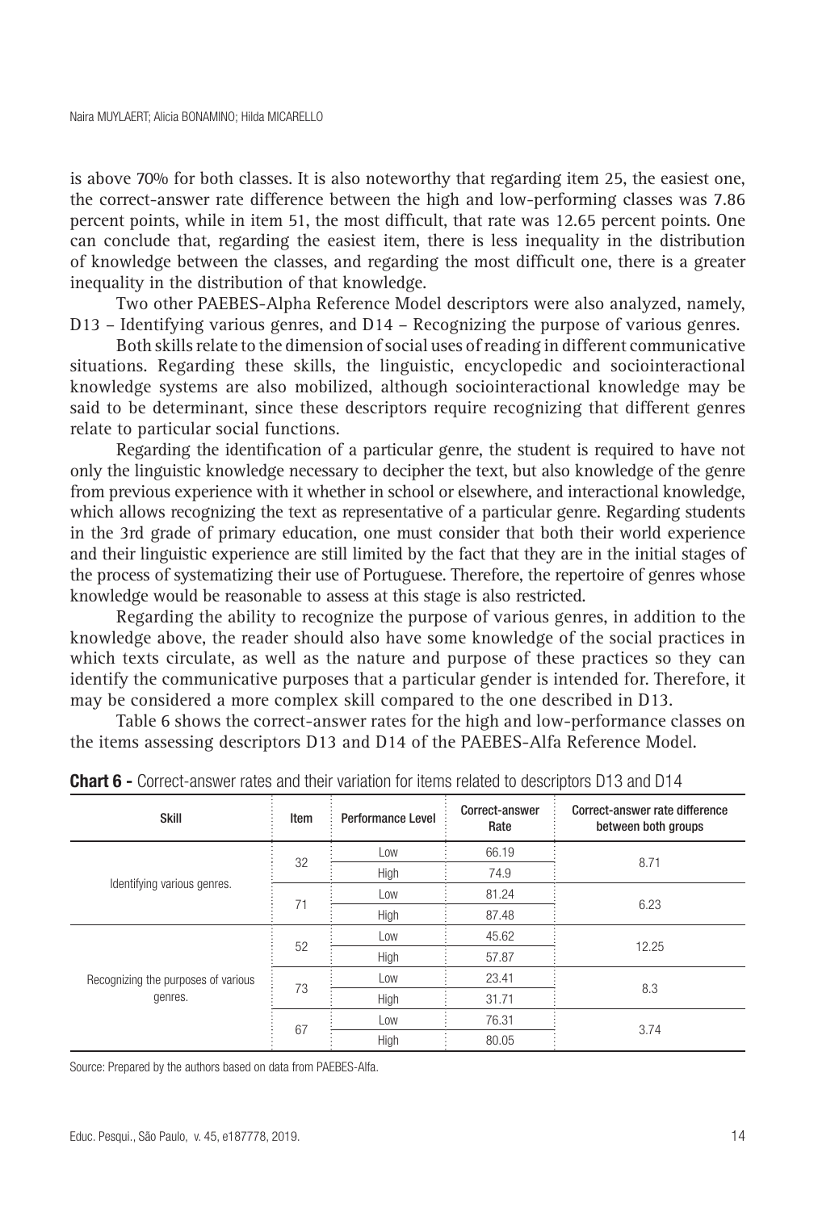is above 70% for both classes. It is also noteworthy that regarding item 25, the easiest one, the correct-answer rate difference between the high and low-performing classes was 7.86 percent points, while in item 51, the most difficult, that rate was 12.65 percent points. One can conclude that, regarding the easiest item, there is less inequality in the distribution of knowledge between the classes, and regarding the most difficult one, there is a greater inequality in the distribution of that knowledge.

Two other PAEBES-Alpha Reference Model descriptors were also analyzed, namely, D13 – Identifying various genres, and D14 – Recognizing the purpose of various genres.

Both skills relate to the dimension of social uses of reading in different communicative situations. Regarding these skills, the linguistic, encyclopedic and sociointeractional knowledge systems are also mobilized, although sociointeractional knowledge may be said to be determinant, since these descriptors require recognizing that different genres relate to particular social functions.

Regarding the identification of a particular genre, the student is required to have not only the linguistic knowledge necessary to decipher the text, but also knowledge of the genre from previous experience with it whether in school or elsewhere, and interactional knowledge, which allows recognizing the text as representative of a particular genre. Regarding students in the 3rd grade of primary education, one must consider that both their world experience and their linguistic experience are still limited by the fact that they are in the initial stages of the process of systematizing their use of Portuguese. Therefore, the repertoire of genres whose knowledge would be reasonable to assess at this stage is also restricted.

Regarding the ability to recognize the purpose of various genres, in addition to the knowledge above, the reader should also have some knowledge of the social practices in which texts circulate, as well as the nature and purpose of these practices so they can identify the communicative purposes that a particular gender is intended for. Therefore, it may be considered a more complex skill compared to the one described in D13.

Table 6 shows the correct-answer rates for the high and low-performance classes on the items assessing descriptors D13 and D14 of the PAEBES-Alfa Reference Model.

**Chart 6 -** Correct-answer rates and their variation for items related to descriptors D13 and D14

| Skill | Item | Performance Level | Correct-answer Rate | Correct-answer rate difference between both groups |
|---|---|---|---|---|
| Identifying various genres. | 32 | Low | 66.19 | 8.71 |
| | | High | 74.9 | |
| | 71 | Low | 81.24 | 6.23 |
| | | High | 87.48 | |
| Recognizing the purposes of various genres. | 52 | Low | 45.62 | 12.25 |
| | | High | 57.87 | |
| | 73 | Low | 23.41 | 8.3 |
| | | High | 31.71 | |
| | 67 | Low | 76.31 | 3.74 |
| | | High | 80.05 | |

Source: Prepared by the authors based on data from PAEBES-Alfa.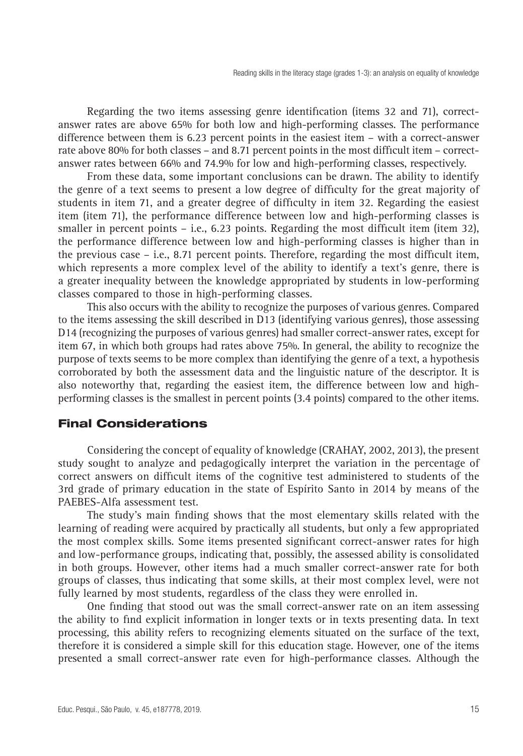Regarding the two items assessing genre identification (items 32 and 71), correct-answer rates are above 65% for both low and high-performing classes. The performance difference between them is 6.23 percent points in the easiest item – with a correct-answer rate above 80% for both classes – and 8.71 percent points in the most difficult item – correct-answer rates between 66% and 74.9% for low and high-performing classes, respectively.

From these data, some important conclusions can be drawn. The ability to identify the genre of a text seems to present a low degree of difficulty for the great majority of students in item 71, and a greater degree of difficulty in item 32. Regarding the easiest item (item 71), the performance difference between low and high-performing classes is smaller in percent points – i.e., 6.23 points. Regarding the most difficult item (item 32), the performance difference between low and high-performing classes is higher than in the previous case – i.e., 8.71 percent points. Therefore, regarding the most difficult item, which represents a more complex level of the ability to identify a text's genre, there is a greater inequality between the knowledge appropriated by students in low-performing classes compared to those in high-performing classes.

This also occurs with the ability to recognize the purposes of various genres. Compared to the items assessing the skill described in D13 (identifying various genres), those assessing D14 (recognizing the purposes of various genres) had smaller correct-answer rates, except for item 67, in which both groups had rates above 75%. In general, the ability to recognize the purpose of texts seems to be more complex than identifying the genre of a text, a hypothesis corroborated by both the assessment data and the linguistic nature of the descriptor. It is also noteworthy that, regarding the easiest item, the difference between low and high-performing classes is the smallest in percent points (3.4 points) compared to the other items.

## Final Considerations

Considering the concept of equality of knowledge (CRAHAY, 2002, 2013), the present study sought to analyze and pedagogically interpret the variation in the percentage of correct answers on difficult items of the cognitive test administered to students of the 3rd grade of primary education in the state of Espírito Santo in 2014 by means of the PAEBES-Alfa assessment test.

The study's main finding shows that the most elementary skills related with the learning of reading were acquired by practically all students, but only a few appropriated the most complex skills. Some items presented significant correct-answer rates for high and low-performance groups, indicating that, possibly, the assessed ability is consolidated in both groups. However, other items had a much smaller correct-answer rate for both groups of classes, thus indicating that some skills, at their most complex level, were not fully learned by most students, regardless of the class they were enrolled in.

One finding that stood out was the small correct-answer rate on an item assessing the ability to find explicit information in longer texts or in texts presenting data. In text processing, this ability refers to recognizing elements situated on the surface of the text, therefore it is considered a simple skill for this education stage. However, one of the items presented a small correct-answer rate even for high-performance classes. Although the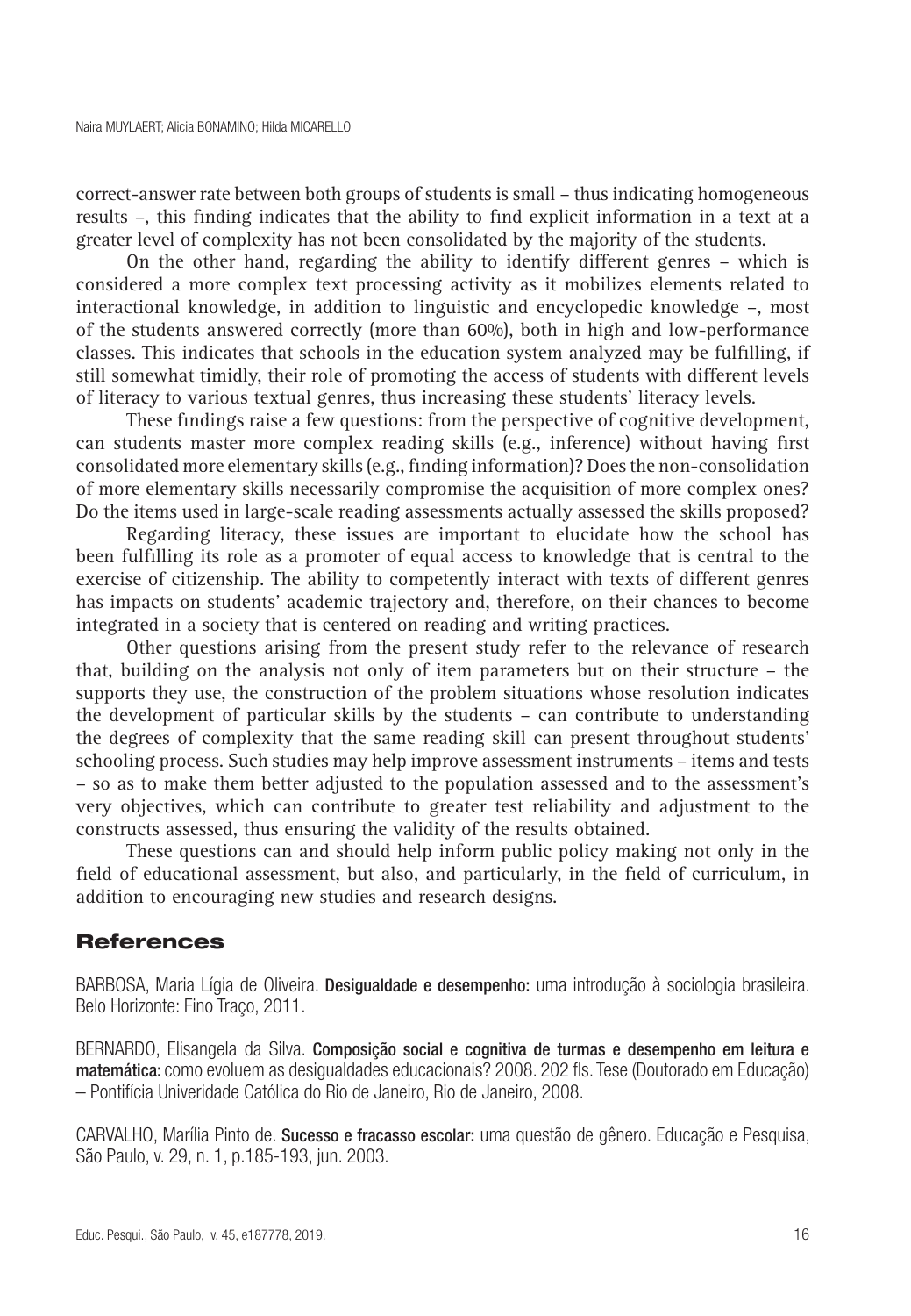correct-answer rate between both groups of students is small – thus indicating homogeneous results –, this finding indicates that the ability to find explicit information in a text at a greater level of complexity has not been consolidated by the majority of the students.

On the other hand, regarding the ability to identify different genres – which is considered a more complex text processing activity as it mobilizes elements related to interactional knowledge, in addition to linguistic and encyclopedic knowledge –, most of the students answered correctly (more than 60%), both in high and low-performance classes. This indicates that schools in the education system analyzed may be fulfilling, if still somewhat timidly, their role of promoting the access of students with different levels of literacy to various textual genres, thus increasing these students' literacy levels.

These findings raise a few questions: from the perspective of cognitive development, can students master more complex reading skills (e.g., inference) without having first consolidated more elementary skills (e.g., finding information)? Does the non-consolidation of more elementary skills necessarily compromise the acquisition of more complex ones? Do the items used in large-scale reading assessments actually assessed the skills proposed?

Regarding literacy, these issues are important to elucidate how the school has been fulfilling its role as a promoter of equal access to knowledge that is central to the exercise of citizenship. The ability to competently interact with texts of different genres has impacts on students' academic trajectory and, therefore, on their chances to become integrated in a society that is centered on reading and writing practices.

Other questions arising from the present study refer to the relevance of research that, building on the analysis not only of item parameters but on their structure – the supports they use, the construction of the problem situations whose resolution indicates the development of particular skills by the students – can contribute to understanding the degrees of complexity that the same reading skill can present throughout students' schooling process. Such studies may help improve assessment instruments – items and tests – so as to make them better adjusted to the population assessed and to the assessment's very objectives, which can contribute to greater test reliability and adjustment to the constructs assessed, thus ensuring the validity of the results obtained.

These questions can and should help inform public policy making not only in the field of educational assessment, but also, and particularly, in the field of curriculum, in addition to encouraging new studies and research designs.

## References

BARBOSA, Maria Lígia de Oliveira. **Desigualdade e desempenho:** uma introdução à sociologia brasileira. Belo Horizonte: Fino Traço, 2011.

BERNARDO, Elisangela da Silva. **Composição social e cognitiva de turmas e desempenho em leitura e matemática:** como evoluem as desigualdades educacionais? 2008. 202 fls. Tese (Doutorado em Educação) – Pontifícia Univeridade Católica do Rio de Janeiro, Rio de Janeiro, 2008.

CARVALHO, Marília Pinto de. **Sucesso e fracasso escolar:** uma questão de gênero. Educação e Pesquisa, São Paulo, v. 29, n. 1, p.185-193, jun. 2003.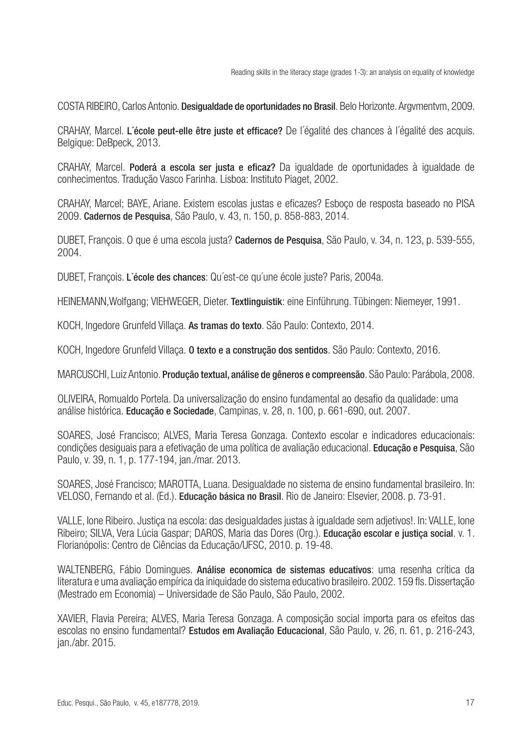COSTA RIBEIRO, Carlos Antonio. **Desigualdade de oportunidades no Brasil**. Belo Horizonte. Argvmentvm, 2009.

CRAHAY, Marcel. **L´école peut-elle être juste et efficace?** De l´égalité des chances à l´égalité des acquis. Belgique: DeBpeck, 2013.

CRAHAY, Marcel. **Poderá a escola ser justa e eficaz?** Da igualdade de oportunidades à igualdade de conhecimentos. Tradução Vasco Farinha. Lisboa: Instituto Piaget, 2002.

CRAHAY, Marcel; BAYE, Ariane. Existem escolas justas e eficazes? Esboço de resposta baseado no PISA 2009. **Cadernos de Pesquisa**, São Paulo, v. 43, n. 150, p. 858-883, 2014.

DUBET, François. O que é uma escola justa? **Cadernos de Pesquisa**, São Paulo, v. 34, n. 123, p. 539-555, 2004.

DUBET, François. **L´école des chances**: Qu´est-ce qu´une école juste? Paris, 2004a.

HEINEMANN,Wolfgang; VIEHWEGER, Dieter. **Textlinguistik**: eine Einführung. Tübingen: Niemeyer, 1991.

KOCH, Ingedore Grunfeld Villaça. **As tramas do texto**. São Paulo: Contexto, 2014.

KOCH, Ingedore Grunfeld Villaça. **O texto e a construção dos sentidos**. São Paulo: Contexto, 2016.

MARCUSCHI, Luiz Antonio. **Produção textual, análise de gêneros e compreensão**. São Paulo: Parábola, 2008.

OLIVEIRA, Romualdo Portela. Da universalização do ensino fundamental ao desafio da qualidade: uma análise histórica. **Educação e Sociedade**, Campinas, v. 28, n. 100, p. 661-690, out. 2007.

SOARES, José Francisco; ALVES, Maria Teresa Gonzaga. Contexto escolar e indicadores educacionais: condições desiguais para a efetivação de uma política de avaliação educacional. **Educação e Pesquisa**, São Paulo, v. 39, n. 1, p. 177-194, jan./mar. 2013.

SOARES, José Francisco; MAROTTA, Luana. Desigualdade no sistema de ensino fundamental brasileiro. In: VELOSO, Fernando et al. (Ed.). **Educação básica no Brasil**. Rio de Janeiro: Elsevier, 2008. p. 73-91.

VALLE, Ione Ribeiro. Justiça na escola: das desigualdades justas à igualdade sem adjetivos!. In: VALLE, Ione Ribeiro; SILVA, Vera Lúcia Gaspar; DAROS, Maria das Dores (Org.). **Educação escolar e justiça social**. v. 1. Florianópolis: Centro de Ciências da Educação/UFSC, 2010. p. 19-48.

WALTENBERG, Fábio Domingues. **Análise economica de sistemas educativos**: uma resenha crítica da literatura e uma avaliação empírica da iniquidade do sistema educativo brasileiro. 2002. 159 fls. Dissertação (Mestrado em Economia) – Universidade de São Paulo, São Paulo, 2002.

XAVIER, Flavia Pereira; ALVES, Maria Teresa Gonzaga. A composição social importa para os efeitos das escolas no ensino fundamental? **Estudos em Avaliação Educacional**, São Paulo, v. 26, n. 61, p. 216-243, jan./abr. 2015.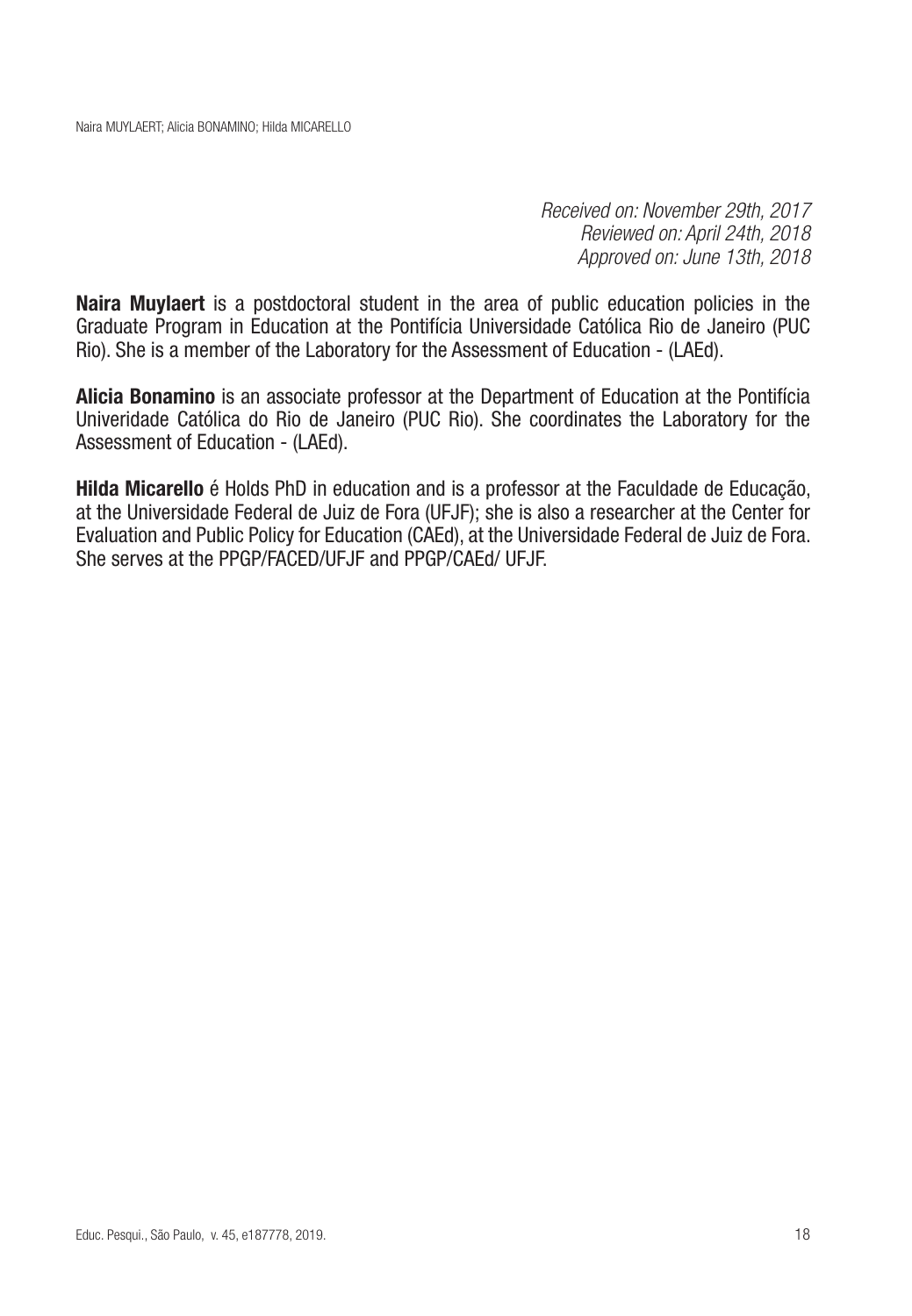*Received on: November 29th, 2017*
*Reviewed on: April 24th, 2018*
*Approved on: June 13th, 2018*

**Naira Muylaert** is a postdoctoral student in the area of public education policies in the Graduate Program in Education at the Pontifícia Universidade Católica Rio de Janeiro (PUC Rio). She is a member of the Laboratory for the Assessment of Education - (LAEd).

**Alicia Bonamino** is an associate professor at the Department of Education at the Pontifícia Univeridade Católica do Rio de Janeiro (PUC Rio). She coordinates the Laboratory for the Assessment of Education - (LAEd).

**Hilda Micarello** é Holds PhD in education and is a professor at the Faculdade de Educação, at the Universidade Federal de Juiz de Fora (UFJF); she is also a researcher at the Center for Evaluation and Public Policy for Education (CAEd), at the Universidade Federal de Juiz de Fora. She serves at the PPGP/FACED/UFJF and PPGP/CAEd/ UFJF.